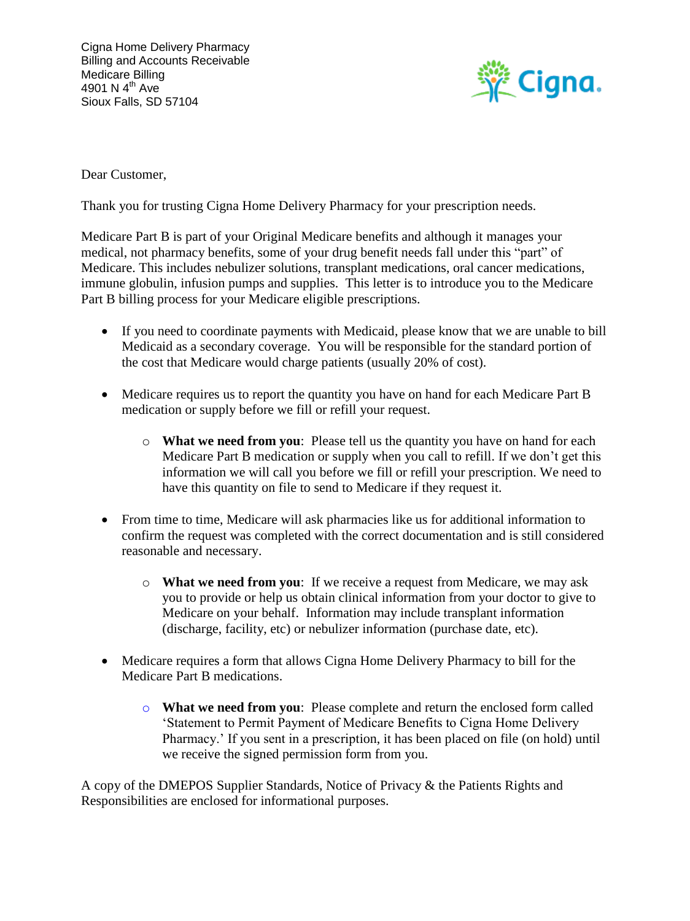Cigna Home Delivery Pharmacy
Billing and Accounts Receivable
Medicare Billing
4901 N 4th Ave
Sioux Falls, SD 57104

Dear Customer,

Thank you for trusting Cigna Home Delivery Pharmacy for your prescription needs.

Medicare Part B is part of your Original Medicare benefits and although it manages your medical, not pharmacy benefits, some of your drug benefit needs fall under this "part" of Medicare. This includes nebulizer solutions, transplant medications, oral cancer medications, immune globulin, infusion pumps and supplies. This letter is to introduce you to the Medicare Part B billing process for your Medicare eligible prescriptions.

- If you need to coordinate payments with Medicaid, please know that we are unable to bill Medicaid as a secondary coverage. You will be responsible for the standard portion of the cost that Medicare would charge patients (usually 20% of cost).
- Medicare requires us to report the quantity you have on hand for each Medicare Part B medication or supply before we fill or refill your request.
    - **What we need from you**: Please tell us the quantity you have on hand for each Medicare Part B medication or supply when you call to refill. If we don't get this information we will call you before we fill or refill your prescription. We need to have this quantity on file to send to Medicare if they request it.
- From time to time, Medicare will ask pharmacies like us for additional information to confirm the request was completed with the correct documentation and is still considered reasonable and necessary.
    - **What we need from you**: If we receive a request from Medicare, we may ask you to provide or help us obtain clinical information from your doctor to give to Medicare on your behalf. Information may include transplant information (discharge, facility, etc) or nebulizer information (purchase date, etc).
- Medicare requires a form that allows Cigna Home Delivery Pharmacy to bill for the Medicare Part B medications.
    - **What we need from you**: Please complete and return the enclosed form called 'Statement to Permit Payment of Medicare Benefits to Cigna Home Delivery Pharmacy.' If you sent in a prescription, it has been placed on file (on hold) until we receive the signed permission form from you.

A copy of the DMEPOS Supplier Standards, Notice of Privacy & the Patients Rights and Responsibilities are enclosed for informational purposes.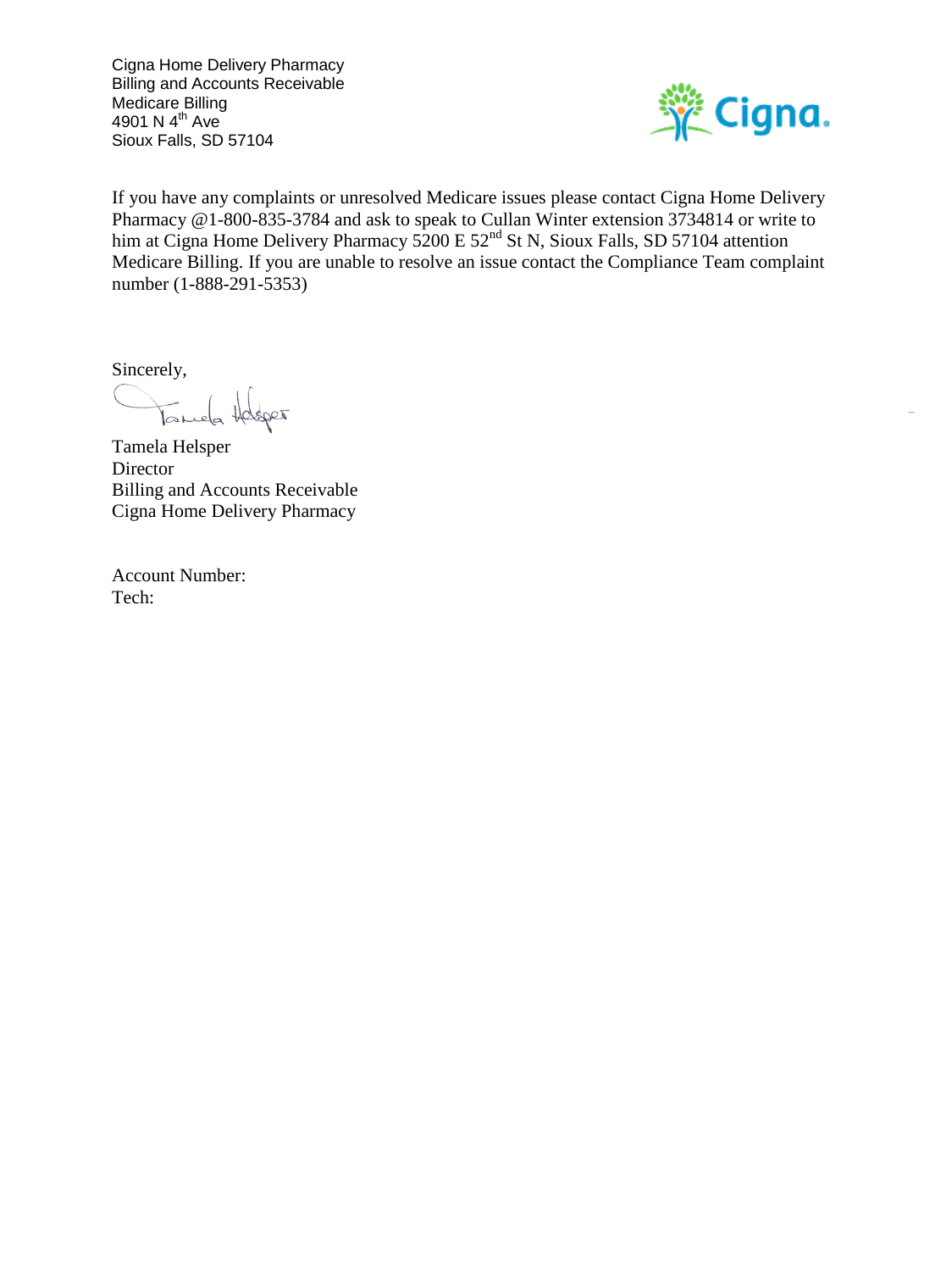Cigna Home Delivery Pharmacy
Billing and Accounts Receivable
Medicare Billing
4901 N 4th Ave
Sioux Falls, SD 57104

Cigna.

If you have any complaints or unresolved Medicare issues please contact Cigna Home Delivery Pharmacy @1-800-835-3784 and ask to speak to Cullan Winter extension 3734814 or write to him at Cigna Home Delivery Pharmacy 5200 E 52nd St N, Sioux Falls, SD 57104 attention Medicare Billing. If you are unable to resolve an issue contact the Compliance Team complaint number (1-888-291-5353)

Sincerely,

Tamela Helsper
Director
Billing and Accounts Receivable
Cigna Home Delivery Pharmacy

Account Number:
Tech: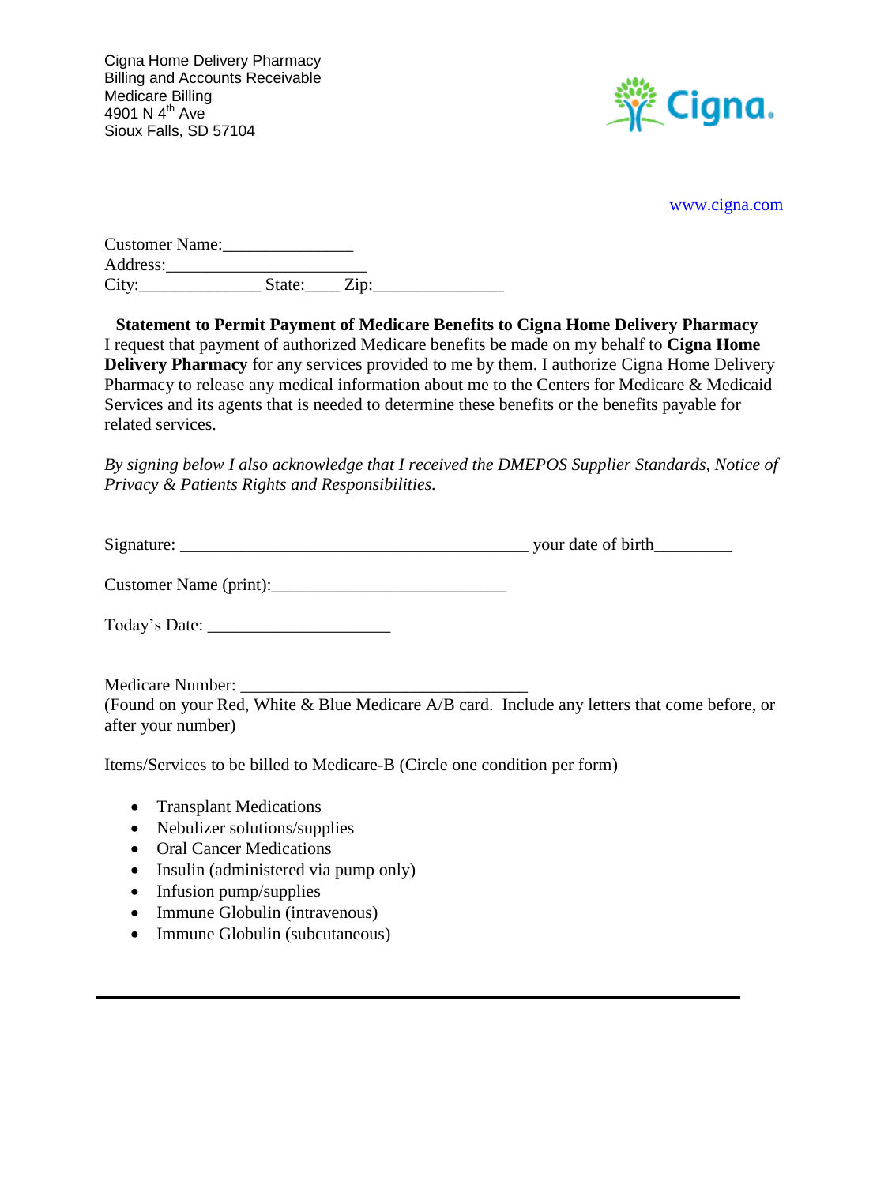Cigna Home Delivery Pharmacy
Billing and Accounts Receivable
Medicare Billing
4901 N 4th Ave
Sioux Falls, SD 57104

Cigna.

www.cigna.com

Customer Name:_______________
Address:_______________________
City:______________ State:____ Zip:_______________

**Statement to Permit Payment of Medicare Benefits to Cigna Home Delivery Pharmacy**

I request that payment of authorized Medicare benefits be made on my behalf to **Cigna Home Delivery Pharmacy** for any services provided to me by them. I authorize Cigna Home Delivery Pharmacy to release any medical information about me to the Centers for Medicare & Medicaid Services and its agents that is needed to determine these benefits or the benefits payable for related services.

*By signing below I also acknowledge that I received the DMEPOS Supplier Standards, Notice of Privacy & Patients Rights and Responsibilities.*

Signature: ________________________________________ your date of birth_________

Customer Name (print):___________________________

Today's Date: _____________________

Medicare Number: _________________________________
(Found on your Red, White & Blue Medicare A/B card. Include any letters that come before, or after your number)

Items/Services to be billed to Medicare-B (Circle one condition per form)

- Transplant Medications
- Nebulizer solutions/supplies
- Oral Cancer Medications
- Insulin (administered via pump only)
- Infusion pump/supplies
- Immune Globulin (intravenous)
- Immune Globulin (subcutaneous)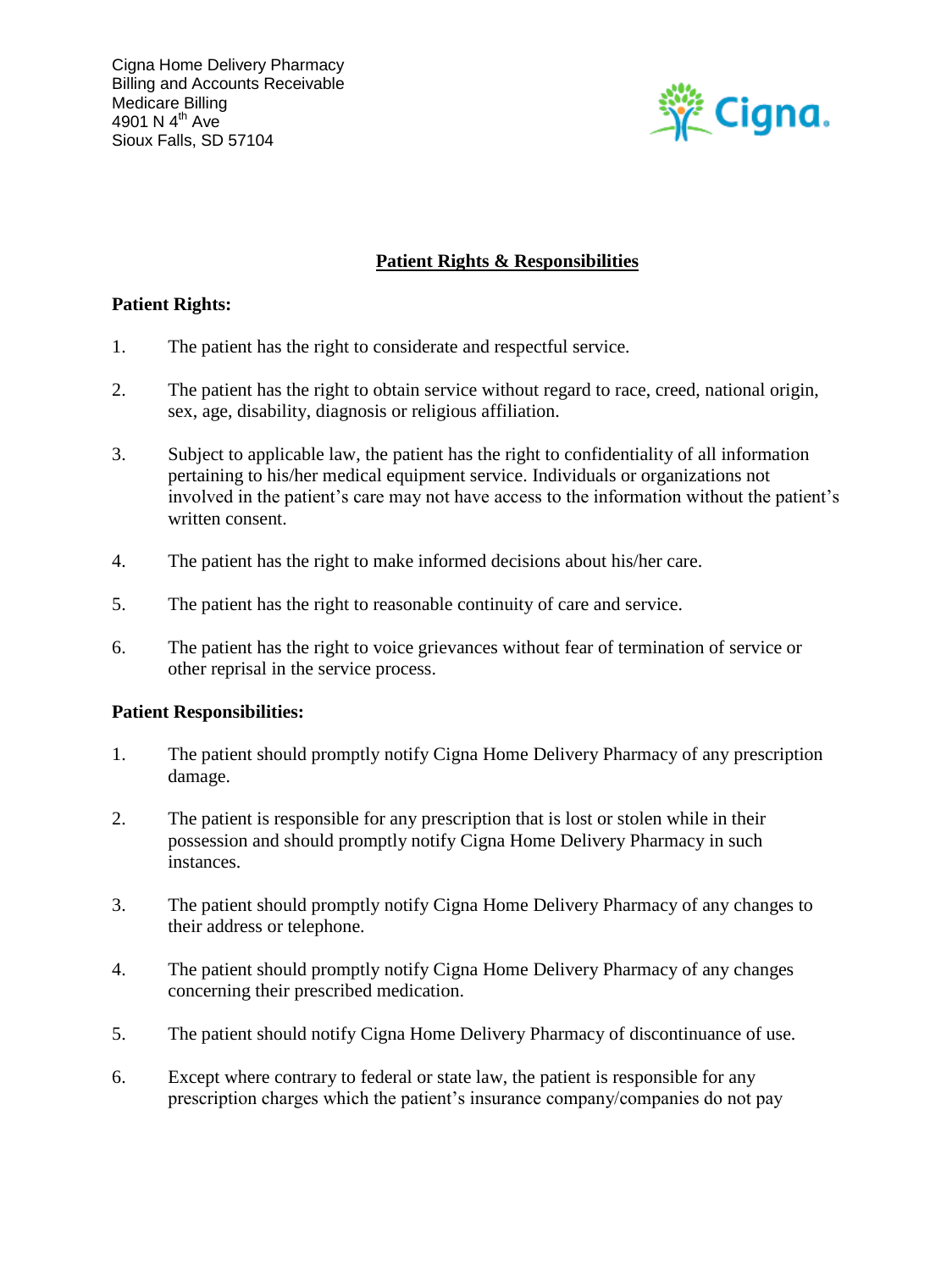Cigna Home Delivery Pharmacy
Billing and Accounts Receivable
Medicare Billing
4901 N 4th Ave
Sioux Falls, SD 57104

## Patient Rights & Responsibilities

**Patient Rights:**

1. The patient has the right to considerate and respectful service.

2. The patient has the right to obtain service without regard to race, creed, national origin, sex, age, disability, diagnosis or religious affiliation.

3. Subject to applicable law, the patient has the right to confidentiality of all information pertaining to his/her medical equipment service. Individuals or organizations not involved in the patient's care may not have access to the information without the patient's written consent.

4. The patient has the right to make informed decisions about his/her care.

5. The patient has the right to reasonable continuity of care and service.

6. The patient has the right to voice grievances without fear of termination of service or other reprisal in the service process.

**Patient Responsibilities:**

1. The patient should promptly notify Cigna Home Delivery Pharmacy of any prescription damage.

2. The patient is responsible for any prescription that is lost or stolen while in their possession and should promptly notify Cigna Home Delivery Pharmacy in such instances.

3. The patient should promptly notify Cigna Home Delivery Pharmacy of any changes to their address or telephone.

4. The patient should promptly notify Cigna Home Delivery Pharmacy of any changes concerning their prescribed medication.

5. The patient should notify Cigna Home Delivery Pharmacy of discontinuance of use.

6. Except where contrary to federal or state law, the patient is responsible for any prescription charges which the patient's insurance company/companies do not pay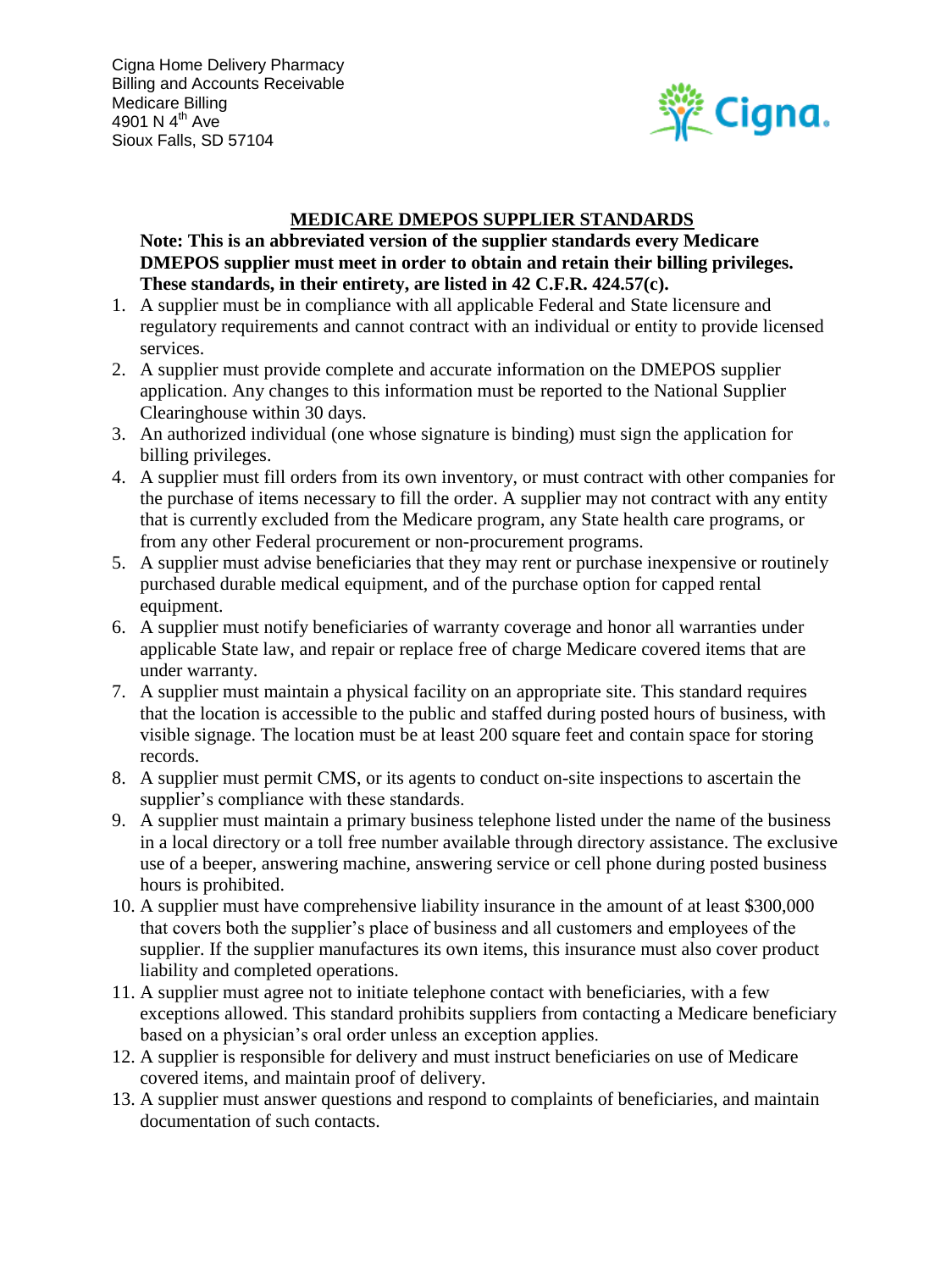Cigna Home Delivery Pharmacy
Billing and Accounts Receivable
Medicare Billing
4901 N 4th Ave
Sioux Falls, SD 57104

## MEDICARE DMEPOS SUPPLIER STANDARDS

**Note: This is an abbreviated version of the supplier standards every Medicare DMEPOS supplier must meet in order to obtain and retain their billing privileges. These standards, in their entirety, are listed in 42 C.F.R. 424.57(c).**

1. A supplier must be in compliance with all applicable Federal and State licensure and regulatory requirements and cannot contract with an individual or entity to provide licensed services.
2. A supplier must provide complete and accurate information on the DMEPOS supplier application. Any changes to this information must be reported to the National Supplier Clearinghouse within 30 days.
3. An authorized individual (one whose signature is binding) must sign the application for billing privileges.
4. A supplier must fill orders from its own inventory, or must contract with other companies for the purchase of items necessary to fill the order. A supplier may not contract with any entity that is currently excluded from the Medicare program, any State health care programs, or from any other Federal procurement or non-procurement programs.
5. A supplier must advise beneficiaries that they may rent or purchase inexpensive or routinely purchased durable medical equipment, and of the purchase option for capped rental equipment.
6. A supplier must notify beneficiaries of warranty coverage and honor all warranties under applicable State law, and repair or replace free of charge Medicare covered items that are under warranty.
7. A supplier must maintain a physical facility on an appropriate site. This standard requires that the location is accessible to the public and staffed during posted hours of business, with visible signage. The location must be at least 200 square feet and contain space for storing records.
8. A supplier must permit CMS, or its agents to conduct on-site inspections to ascertain the supplier's compliance with these standards.
9. A supplier must maintain a primary business telephone listed under the name of the business in a local directory or a toll free number available through directory assistance. The exclusive use of a beeper, answering machine, answering service or cell phone during posted business hours is prohibited.
10. A supplier must have comprehensive liability insurance in the amount of at least $300,000 that covers both the supplier's place of business and all customers and employees of the supplier. If the supplier manufactures its own items, this insurance must also cover product liability and completed operations.
11. A supplier must agree not to initiate telephone contact with beneficiaries, with a few exceptions allowed. This standard prohibits suppliers from contacting a Medicare beneficiary based on a physician's oral order unless an exception applies.
12. A supplier is responsible for delivery and must instruct beneficiaries on use of Medicare covered items, and maintain proof of delivery.
13. A supplier must answer questions and respond to complaints of beneficiaries, and maintain documentation of such contacts.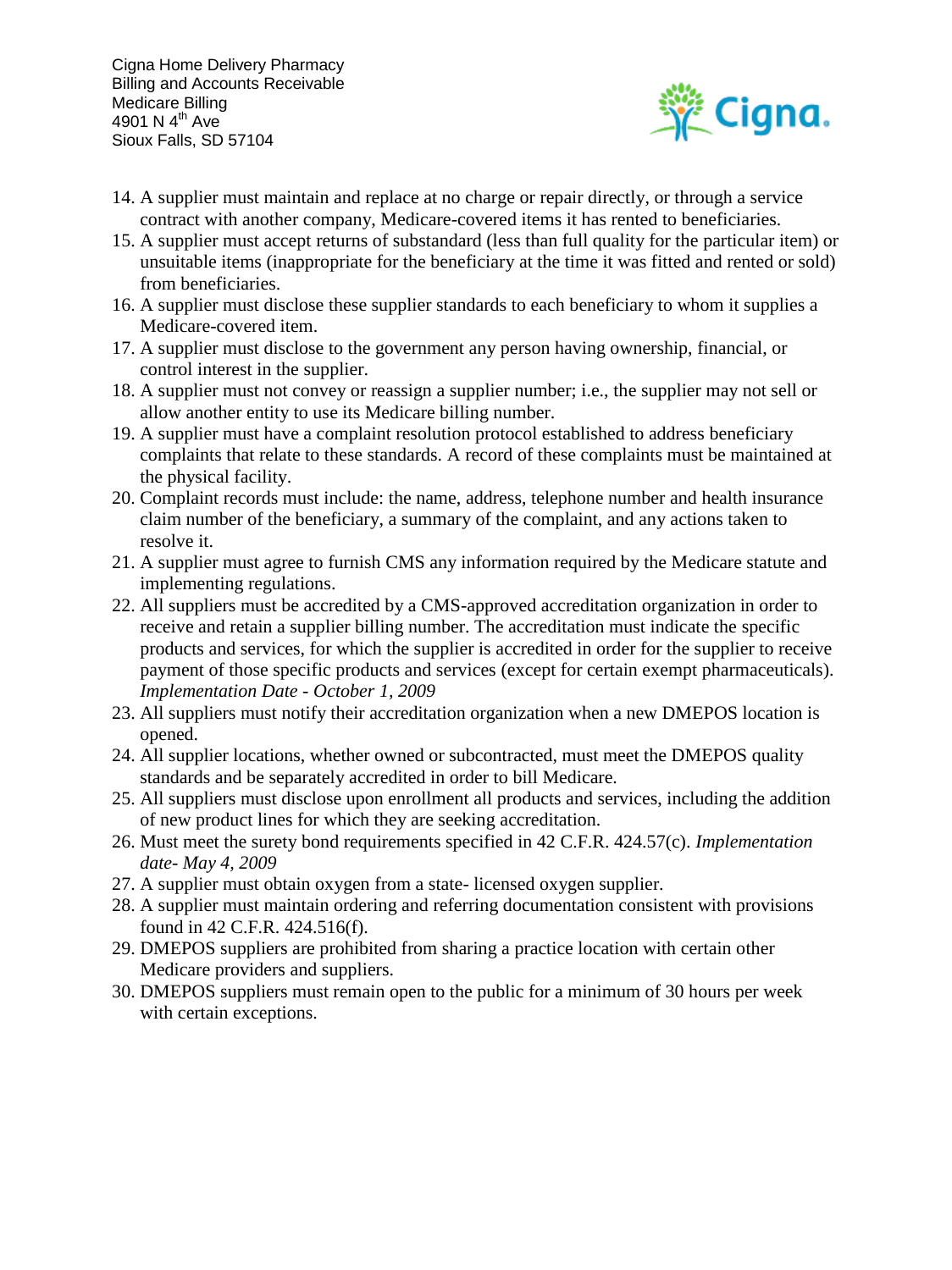14. A supplier must maintain and replace at no charge or repair directly, or through a service contract with another company, Medicare-covered items it has rented to beneficiaries.
15. A supplier must accept returns of substandard (less than full quality for the particular item) or unsuitable items (inappropriate for the beneficiary at the time it was fitted and rented or sold) from beneficiaries.
16. A supplier must disclose these supplier standards to each beneficiary to whom it supplies a Medicare-covered item.
17. A supplier must disclose to the government any person having ownership, financial, or control interest in the supplier.
18. A supplier must not convey or reassign a supplier number; i.e., the supplier may not sell or allow another entity to use its Medicare billing number.
19. A supplier must have a complaint resolution protocol established to address beneficiary complaints that relate to these standards. A record of these complaints must be maintained at the physical facility.
20. Complaint records must include: the name, address, telephone number and health insurance claim number of the beneficiary, a summary of the complaint, and any actions taken to resolve it.
21. A supplier must agree to furnish CMS any information required by the Medicare statute and implementing regulations.
22. All suppliers must be accredited by a CMS-approved accreditation organization in order to receive and retain a supplier billing number. The accreditation must indicate the specific products and services, for which the supplier is accredited in order for the supplier to receive payment of those specific products and services (except for certain exempt pharmaceuticals). *Implementation Date - October 1, 2009*
23. All suppliers must notify their accreditation organization when a new DMEPOS location is opened.
24. All supplier locations, whether owned or subcontracted, must meet the DMEPOS quality standards and be separately accredited in order to bill Medicare.
25. All suppliers must disclose upon enrollment all products and services, including the addition of new product lines for which they are seeking accreditation.
26. Must meet the surety bond requirements specified in 42 C.F.R. 424.57(c). *Implementation date- May 4, 2009*
27. A supplier must obtain oxygen from a state- licensed oxygen supplier.
28. A supplier must maintain ordering and referring documentation consistent with provisions found in 42 C.F.R. 424.516(f).
29. DMEPOS suppliers are prohibited from sharing a practice location with certain other Medicare providers and suppliers.
30. DMEPOS suppliers must remain open to the public for a minimum of 30 hours per week with certain exceptions.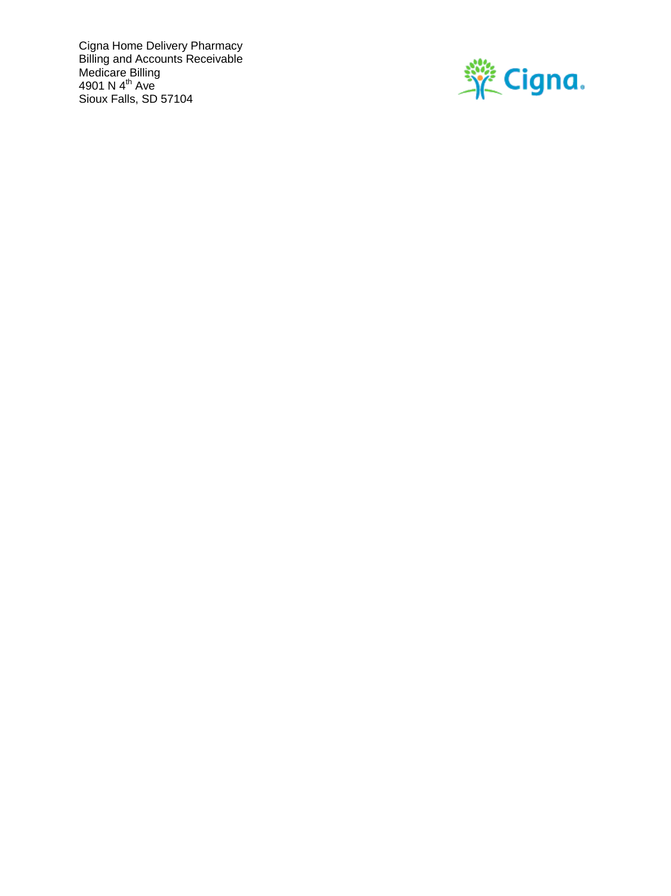Cigna Home Delivery Pharmacy
Billing and Accounts Receivable
Medicare Billing
4901 N 4th Ave
Sioux Falls, SD 57104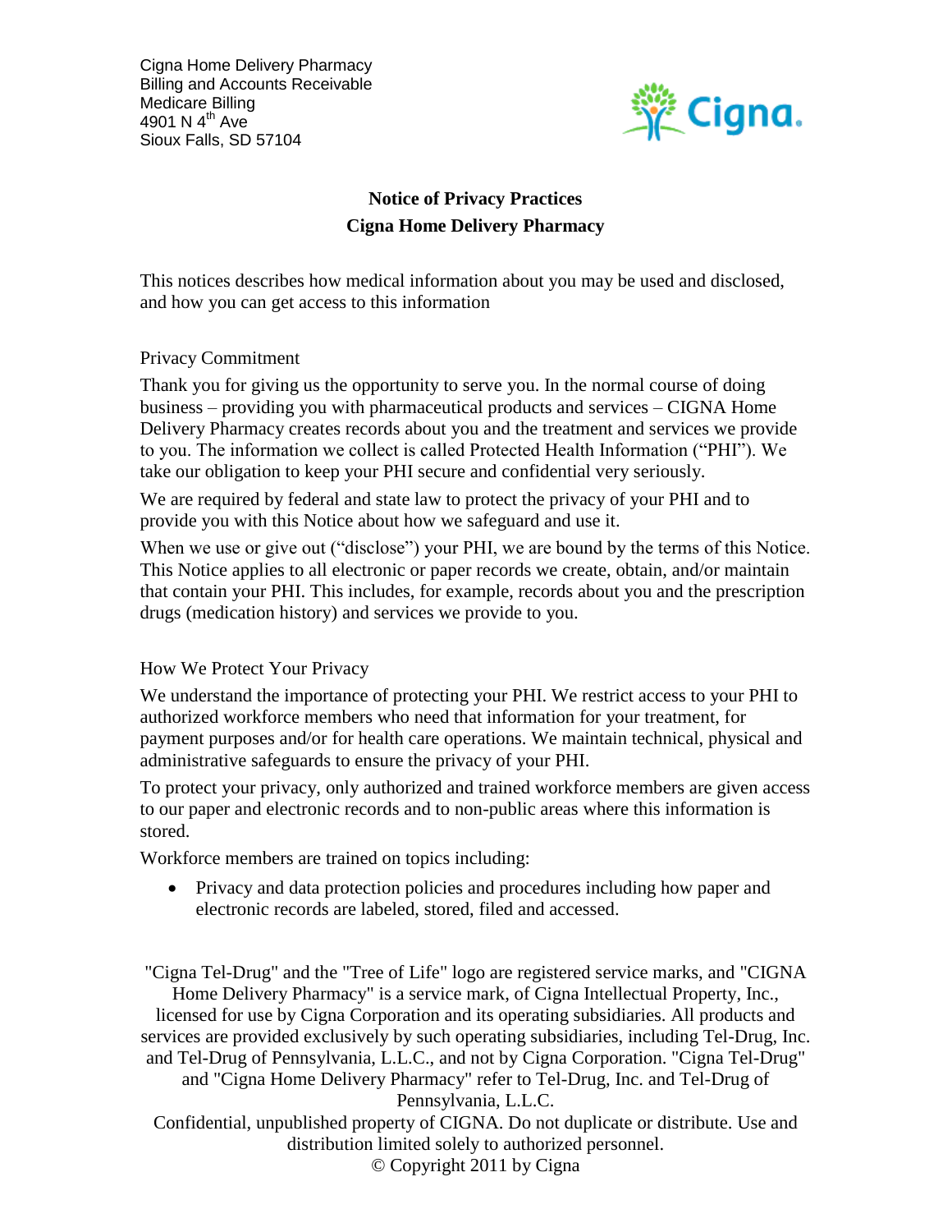Cigna Home Delivery Pharmacy
Billing and Accounts Receivable
Medicare Billing
4901 N 4th Ave
Sioux Falls, SD 57104

# Notice of Privacy Practices
# Cigna Home Delivery Pharmacy

This notices describes how medical information about you may be used and disclosed, and how you can get access to this information

## Privacy Commitment

Thank you for giving us the opportunity to serve you. In the normal course of doing business – providing you with pharmaceutical products and services – CIGNA Home Delivery Pharmacy creates records about you and the treatment and services we provide to you. The information we collect is called Protected Health Information ("PHI"). We take our obligation to keep your PHI secure and confidential very seriously.

We are required by federal and state law to protect the privacy of your PHI and to provide you with this Notice about how we safeguard and use it.

When we use or give out ("disclose") your PHI, we are bound by the terms of this Notice. This Notice applies to all electronic or paper records we create, obtain, and/or maintain that contain your PHI. This includes, for example, records about you and the prescription drugs (medication history) and services we provide to you.

## How We Protect Your Privacy

We understand the importance of protecting your PHI. We restrict access to your PHI to authorized workforce members who need that information for your treatment, for payment purposes and/or for health care operations. We maintain technical, physical and administrative safeguards to ensure the privacy of your PHI.

To protect your privacy, only authorized and trained workforce members are given access to our paper and electronic records and to non-public areas where this information is stored.

Workforce members are trained on topics including:

- Privacy and data protection policies and procedures including how paper and electronic records are labeled, stored, filed and accessed.

"Cigna Tel-Drug" and the "Tree of Life" logo are registered service marks, and "CIGNA Home Delivery Pharmacy" is a service mark, of Cigna Intellectual Property, Inc., licensed for use by Cigna Corporation and its operating subsidiaries. All products and services are provided exclusively by such operating subsidiaries, including Tel-Drug, Inc. and Tel-Drug of Pennsylvania, L.L.C., and not by Cigna Corporation. "Cigna Tel-Drug" and "Cigna Home Delivery Pharmacy" refer to Tel-Drug, Inc. and Tel-Drug of Pennsylvania, L.L.C.

Confidential, unpublished property of CIGNA. Do not duplicate or distribute. Use and distribution limited solely to authorized personnel.

© Copyright 2011 by Cigna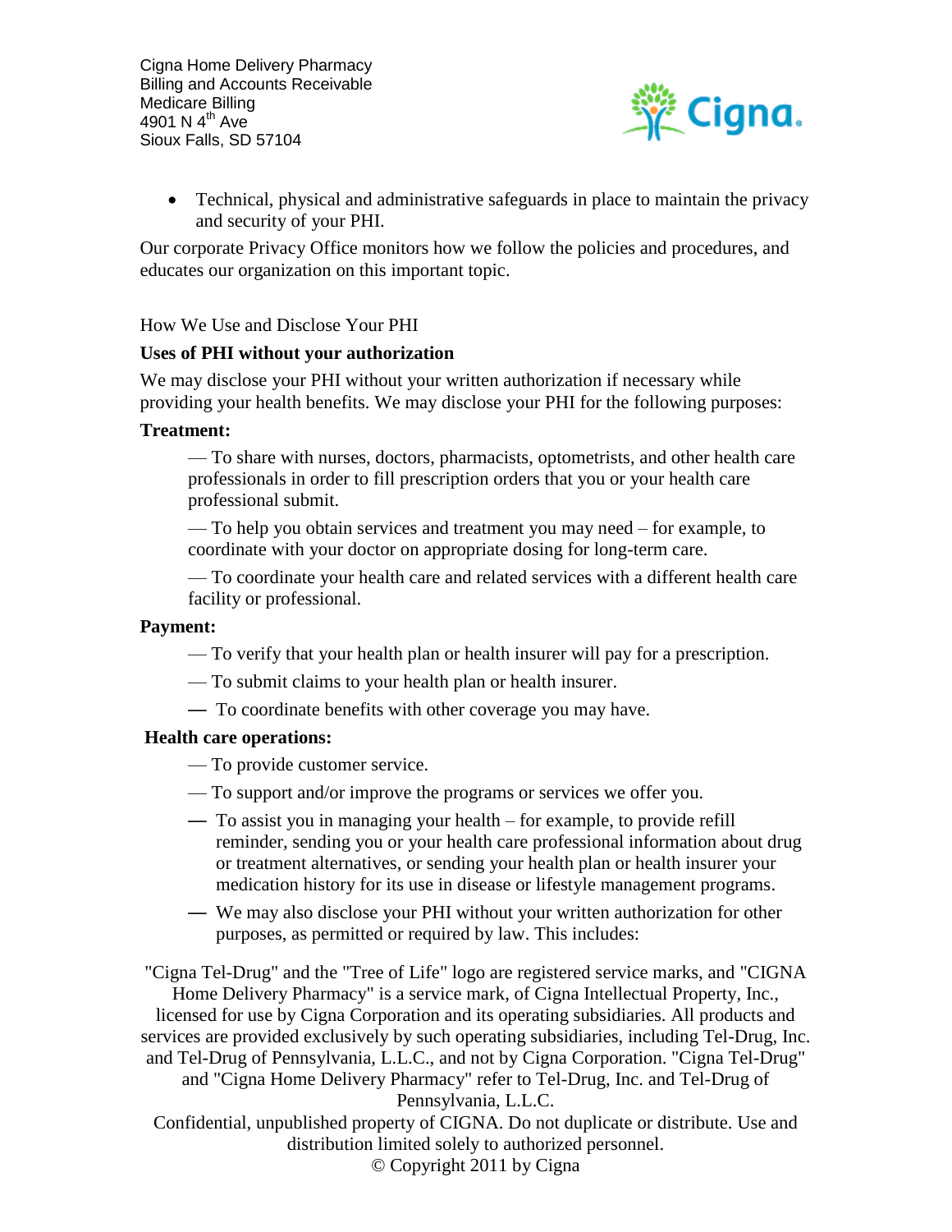- Technical, physical and administrative safeguards in place to maintain the privacy and security of your PHI.

Our corporate Privacy Office monitors how we follow the policies and procedures, and educates our organization on this important topic.

How We Use and Disclose Your PHI

**Uses of PHI without your authorization**

We may disclose your PHI without your written authorization if necessary while providing your health benefits. We may disclose your PHI for the following purposes:

**Treatment:**

— To share with nurses, doctors, pharmacists, optometrists, and other health care professionals in order to fill prescription orders that you or your health care professional submit.

— To help you obtain services and treatment you may need – for example, to coordinate with your doctor on appropriate dosing for long-term care.

— To coordinate your health care and related services with a different health care facility or professional.

**Payment:**

— To verify that your health plan or health insurer will pay for a prescription.

— To submit claims to your health plan or health insurer.

— To coordinate benefits with other coverage you may have.

**Health care operations:**

— To provide customer service.

— To support and/or improve the programs or services we offer you.

— To assist you in managing your health – for example, to provide refill reminder, sending you or your health care professional information about drug or treatment alternatives, or sending your health plan or health insurer your medication history for its use in disease or lifestyle management programs.

— We may also disclose your PHI without your written authorization for other purposes, as permitted or required by law. This includes: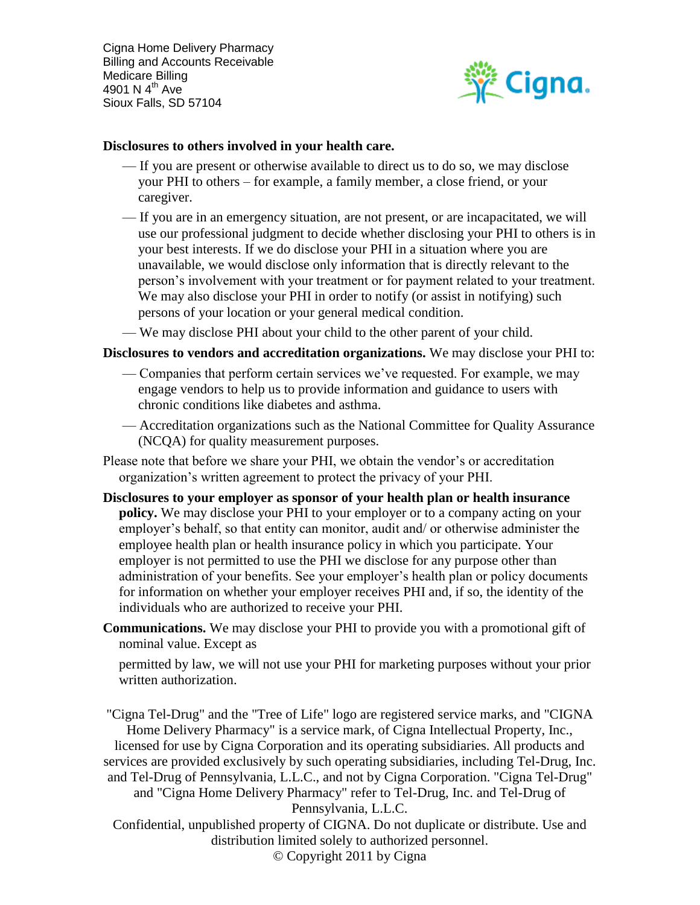Cigna Home Delivery Pharmacy
Billing and Accounts Receivable
Medicare Billing
4901 N 4th Ave
Sioux Falls, SD 57104

**Disclosures to others involved in your health care.**

- If you are present or otherwise available to direct us to do so, we may disclose your PHI to others – for example, a family member, a close friend, or your caregiver.
- If you are in an emergency situation, are not present, or are incapacitated, we will use our professional judgment to decide whether disclosing your PHI to others is in your best interests. If we do disclose your PHI in a situation where you are unavailable, we would disclose only information that is directly relevant to the person's involvement with your treatment or for payment related to your treatment. We may also disclose your PHI in order to notify (or assist in notifying) such persons of your location or your general medical condition.
- We may disclose PHI about your child to the other parent of your child.

**Disclosures to vendors and accreditation organizations.** We may disclose your PHI to:

- Companies that perform certain services we've requested. For example, we may engage vendors to help us to provide information and guidance to users with chronic conditions like diabetes and asthma.
- Accreditation organizations such as the National Committee for Quality Assurance (NCQA) for quality measurement purposes.

Please note that before we share your PHI, we obtain the vendor's or accreditation organization's written agreement to protect the privacy of your PHI.

**Disclosures to your employer as sponsor of your health plan or health insurance policy.** We may disclose your PHI to your employer or to a company acting on your employer's behalf, so that entity can monitor, audit and/ or otherwise administer the employee health plan or health insurance policy in which you participate. Your employer is not permitted to use the PHI we disclose for any purpose other than administration of your benefits. See your employer's health plan or policy documents for information on whether your employer receives PHI and, if so, the identity of the individuals who are authorized to receive your PHI.

**Communications.** We may disclose your PHI to provide you with a promotional gift of nominal value. Except as

permitted by law, we will not use your PHI for marketing purposes without your prior written authorization.

"Cigna Tel-Drug" and the "Tree of Life" logo are registered service marks, and "CIGNA Home Delivery Pharmacy" is a service mark, of Cigna Intellectual Property, Inc., licensed for use by Cigna Corporation and its operating subsidiaries. All products and services are provided exclusively by such operating subsidiaries, including Tel-Drug, Inc. and Tel-Drug of Pennsylvania, L.L.C., and not by Cigna Corporation. "Cigna Tel-Drug" and "Cigna Home Delivery Pharmacy" refer to Tel-Drug, Inc. and Tel-Drug of Pennsylvania, L.L.C.
Confidential, unpublished property of CIGNA. Do not duplicate or distribute. Use and distribution limited solely to authorized personnel.
© Copyright 2011 by Cigna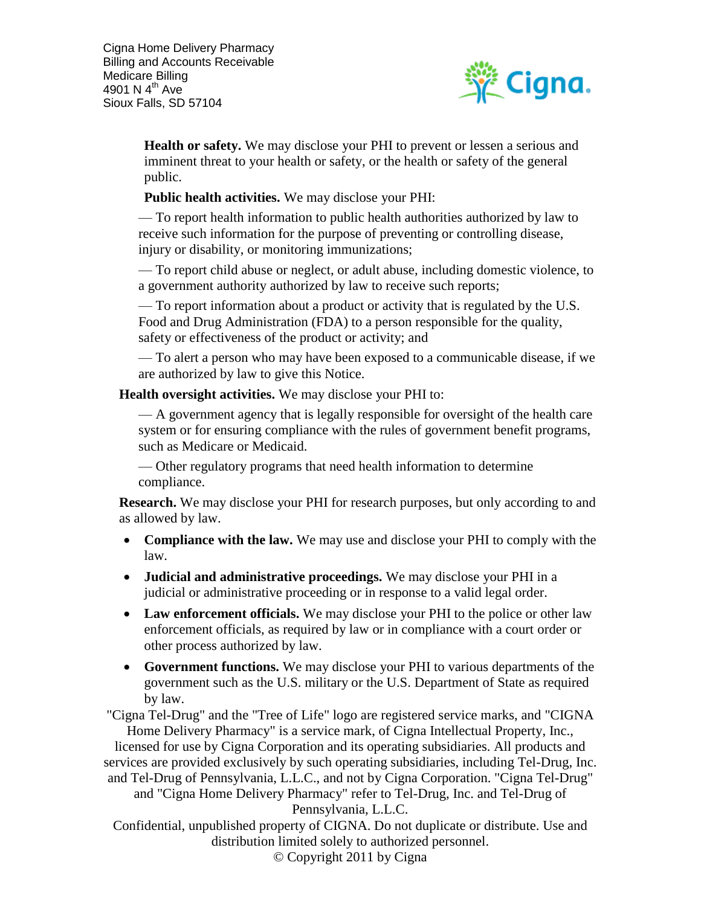**Health or safety.** We may disclose your PHI to prevent or lessen a serious and imminent threat to your health or safety, or the health or safety of the general public.

**Public health activities.** We may disclose your PHI:

— To report health information to public health authorities authorized by law to receive such information for the purpose of preventing or controlling disease, injury or disability, or monitoring immunizations;

— To report child abuse or neglect, or adult abuse, including domestic violence, to a government authority authorized by law to receive such reports;

— To report information about a product or activity that is regulated by the U.S. Food and Drug Administration (FDA) to a person responsible for the quality, safety or effectiveness of the product or activity; and

— To alert a person who may have been exposed to a communicable disease, if we are authorized by law to give this Notice.

**Health oversight activities.** We may disclose your PHI to:

— A government agency that is legally responsible for oversight of the health care system or for ensuring compliance with the rules of government benefit programs, such as Medicare or Medicaid.

— Other regulatory programs that need health information to determine compliance.

**Research.** We may disclose your PHI for research purposes, but only according to and as allowed by law.

- **Compliance with the law.** We may use and disclose your PHI to comply with the law.
- **Judicial and administrative proceedings.** We may disclose your PHI in a judicial or administrative proceeding or in response to a valid legal order.
- **Law enforcement officials.** We may disclose your PHI to the police or other law enforcement officials, as required by law or in compliance with a court order or other process authorized by law.
- **Government functions.** We may disclose your PHI to various departments of the government such as the U.S. military or the U.S. Department of State as required by law.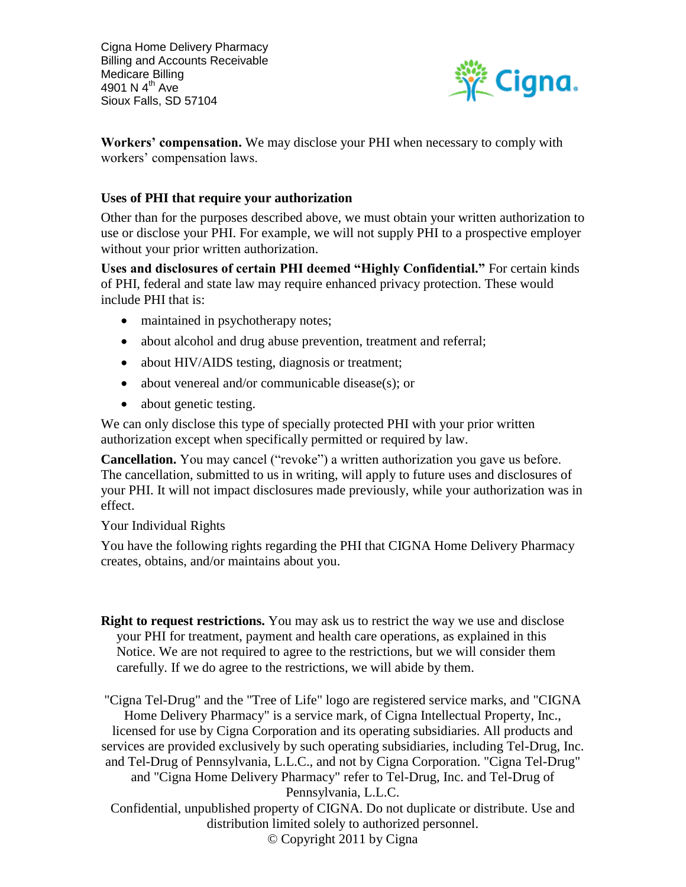Cigna Home Delivery Pharmacy
Billing and Accounts Receivable
Medicare Billing
4901 N 4th Ave
Sioux Falls, SD 57104

**Workers' compensation.** We may disclose your PHI when necessary to comply with workers' compensation laws.

### Uses of PHI that require your authorization

Other than for the purposes described above, we must obtain your written authorization to use or disclose your PHI. For example, we will not supply PHI to a prospective employer without your prior written authorization.

**Uses and disclosures of certain PHI deemed "Highly Confidential."** For certain kinds of PHI, federal and state law may require enhanced privacy protection. These would include PHI that is:

- maintained in psychotherapy notes;
- about alcohol and drug abuse prevention, treatment and referral;
- about HIV/AIDS testing, diagnosis or treatment;
- about venereal and/or communicable disease(s); or
- about genetic testing.

We can only disclose this type of specially protected PHI with your prior written authorization except when specifically permitted or required by law.

**Cancellation.** You may cancel ("revoke") a written authorization you gave us before. The cancellation, submitted to us in writing, will apply to future uses and disclosures of your PHI. It will not impact disclosures made previously, while your authorization was in effect.

Your Individual Rights

You have the following rights regarding the PHI that CIGNA Home Delivery Pharmacy creates, obtains, and/or maintains about you.

**Right to request restrictions.** You may ask us to restrict the way we use and disclose your PHI for treatment, payment and health care operations, as explained in this Notice. We are not required to agree to the restrictions, but we will consider them carefully. If we do agree to the restrictions, we will abide by them.

"Cigna Tel-Drug" and the "Tree of Life" logo are registered service marks, and "CIGNA Home Delivery Pharmacy" is a service mark, of Cigna Intellectual Property, Inc., licensed for use by Cigna Corporation and its operating subsidiaries. All products and services are provided exclusively by such operating subsidiaries, including Tel-Drug, Inc. and Tel-Drug of Pennsylvania, L.L.C., and not by Cigna Corporation. "Cigna Tel-Drug" and "Cigna Home Delivery Pharmacy" refer to Tel-Drug, Inc. and Tel-Drug of Pennsylvania, L.L.C.
Confidential, unpublished property of CIGNA. Do not duplicate or distribute. Use and distribution limited solely to authorized personnel.
© Copyright 2011 by Cigna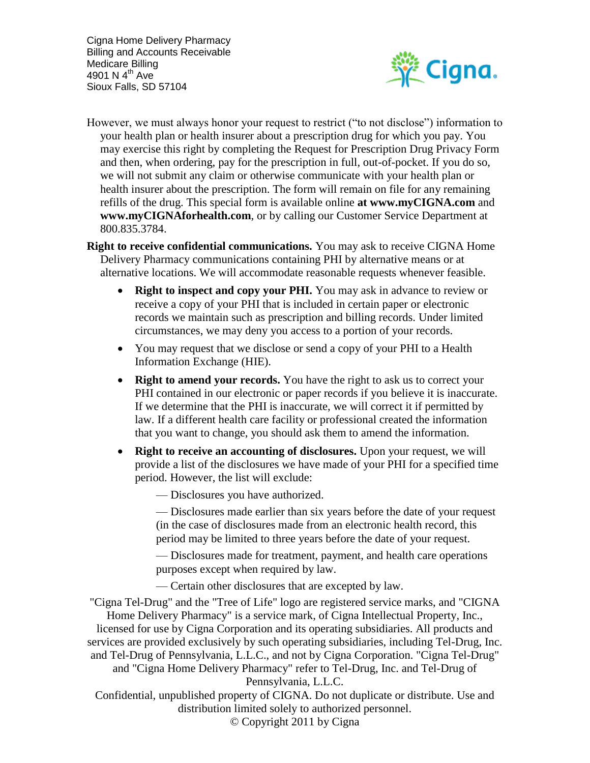Cigna Home Delivery Pharmacy
Billing and Accounts Receivable
Medicare Billing
4901 N 4th Ave
Sioux Falls, SD 57104

However, we must always honor your request to restrict ("to not disclose") information to your health plan or health insurer about a prescription drug for which you pay. You may exercise this right by completing the Request for Prescription Drug Privacy Form and then, when ordering, pay for the prescription in full, out-of-pocket. If you do so, we will not submit any claim or otherwise communicate with your health plan or health insurer about the prescription. The form will remain on file for any remaining refills of the drug. This special form is available online **at www.myCIGNA.com** and **www.myCIGNAforhealth.com**, or by calling our Customer Service Department at 800.835.3784.

**Right to receive confidential communications.** You may ask to receive CIGNA Home Delivery Pharmacy communications containing PHI by alternative means or at alternative locations. We will accommodate reasonable requests whenever feasible.

- **Right to inspect and copy your PHI.** You may ask in advance to review or receive a copy of your PHI that is included in certain paper or electronic records we maintain such as prescription and billing records. Under limited circumstances, we may deny you access to a portion of your records.
- You may request that we disclose or send a copy of your PHI to a Health Information Exchange (HIE).
- **Right to amend your records.** You have the right to ask us to correct your PHI contained in our electronic or paper records if you believe it is inaccurate. If we determine that the PHI is inaccurate, we will correct it if permitted by law. If a different health care facility or professional created the information that you want to change, you should ask them to amend the information.
- **Right to receive an accounting of disclosures.** Upon your request, we will provide a list of the disclosures we have made of your PHI for a specified time period. However, the list will exclude:

  — Disclosures you have authorized.

  — Disclosures made earlier than six years before the date of your request (in the case of disclosures made from an electronic health record, this period may be limited to three years before the date of your request.

  — Disclosures made for treatment, payment, and health care operations purposes except when required by law.

  — Certain other disclosures that are excepted by law.

"Cigna Tel-Drug" and the "Tree of Life" logo are registered service marks, and "CIGNA Home Delivery Pharmacy" is a service mark, of Cigna Intellectual Property, Inc., licensed for use by Cigna Corporation and its operating subsidiaries. All products and services are provided exclusively by such operating subsidiaries, including Tel-Drug, Inc. and Tel-Drug of Pennsylvania, L.L.C., and not by Cigna Corporation. "Cigna Tel-Drug" and "Cigna Home Delivery Pharmacy" refer to Tel-Drug, Inc. and Tel-Drug of Pennsylvania, L.L.C.

Confidential, unpublished property of CIGNA. Do not duplicate or distribute. Use and distribution limited solely to authorized personnel.

© Copyright 2011 by Cigna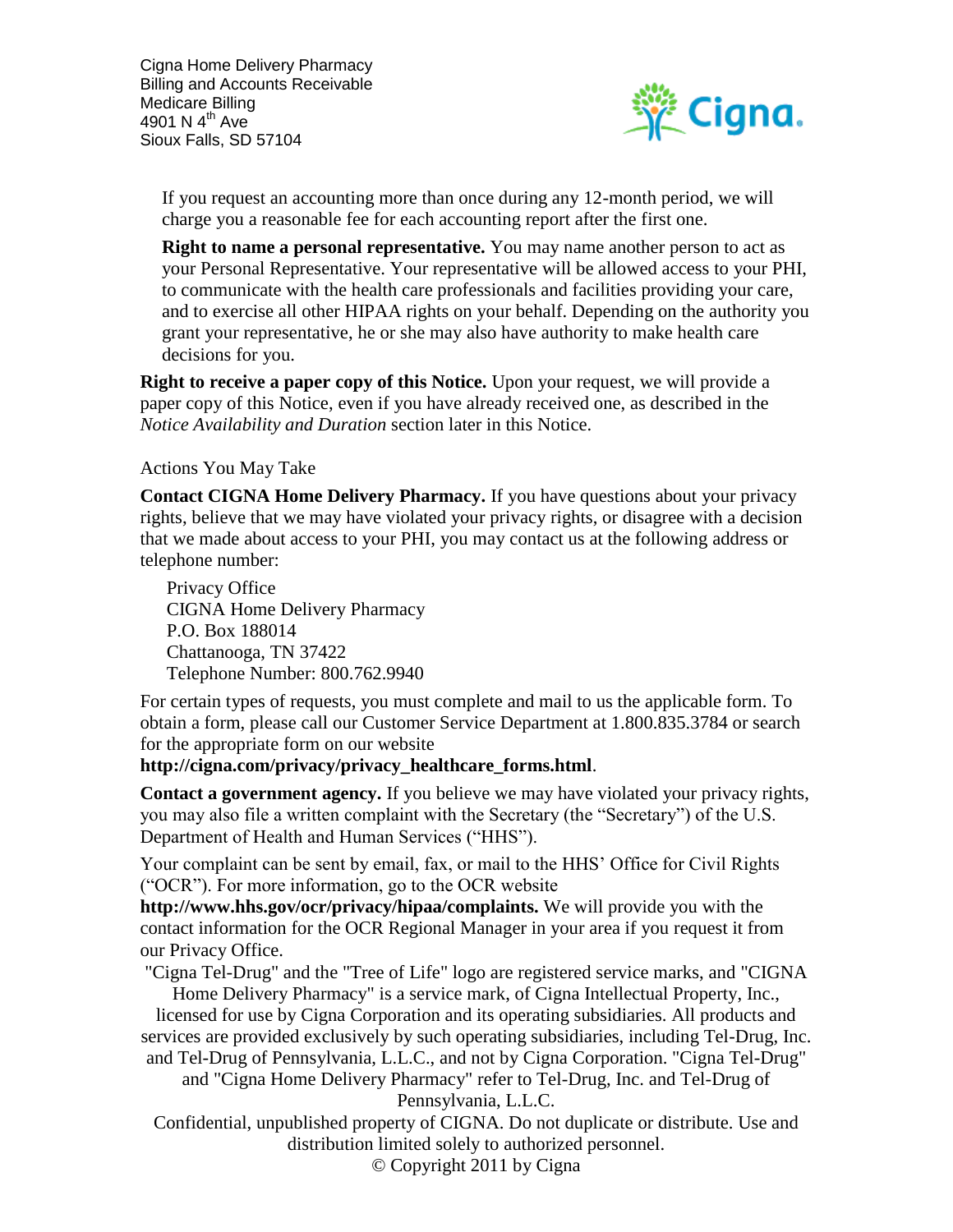Cigna Home Delivery Pharmacy
Billing and Accounts Receivable
Medicare Billing
4901 N 4th Ave
Sioux Falls, SD 57104

If you request an accounting more than once during any 12-month period, we will charge you a reasonable fee for each accounting report after the first one.

**Right to name a personal representative.** You may name another person to act as your Personal Representative. Your representative will be allowed access to your PHI, to communicate with the health care professionals and facilities providing your care, and to exercise all other HIPAA rights on your behalf. Depending on the authority you grant your representative, he or she may also have authority to make health care decisions for you.

**Right to receive a paper copy of this Notice.** Upon your request, we will provide a paper copy of this Notice, even if you have already received one, as described in the *Notice Availability and Duration* section later in this Notice.

Actions You May Take

**Contact CIGNA Home Delivery Pharmacy.** If you have questions about your privacy rights, believe that we may have violated your privacy rights, or disagree with a decision that we made about access to your PHI, you may contact us at the following address or telephone number:

Privacy Office
CIGNA Home Delivery Pharmacy
P.O. Box 188014
Chattanooga, TN 37422
Telephone Number: 800.762.9940

For certain types of requests, you must complete and mail to us the applicable form. To obtain a form, please call our Customer Service Department at 1.800.835.3784 or search for the appropriate form on our website **http://cigna.com/privacy/privacy_healthcare_forms.html**.

**Contact a government agency.** If you believe we may have violated your privacy rights, you may also file a written complaint with the Secretary (the "Secretary") of the U.S. Department of Health and Human Services ("HHS").

Your complaint can be sent by email, fax, or mail to the HHS' Office for Civil Rights ("OCR"). For more information, go to the OCR website **http://www.hhs.gov/ocr/privacy/hipaa/complaints.** We will provide you with the contact information for the OCR Regional Manager in your area if you request it from our Privacy Office.

"Cigna Tel-Drug" and the "Tree of Life" logo are registered service marks, and "CIGNA Home Delivery Pharmacy" is a service mark, of Cigna Intellectual Property, Inc., licensed for use by Cigna Corporation and its operating subsidiaries. All products and services are provided exclusively by such operating subsidiaries, including Tel-Drug, Inc. and Tel-Drug of Pennsylvania, L.L.C., and not by Cigna Corporation. "Cigna Tel-Drug" and "Cigna Home Delivery Pharmacy" refer to Tel-Drug, Inc. and Tel-Drug of Pennsylvania, L.L.C.

Confidential, unpublished property of CIGNA. Do not duplicate or distribute. Use and distribution limited solely to authorized personnel.

© Copyright 2011 by Cigna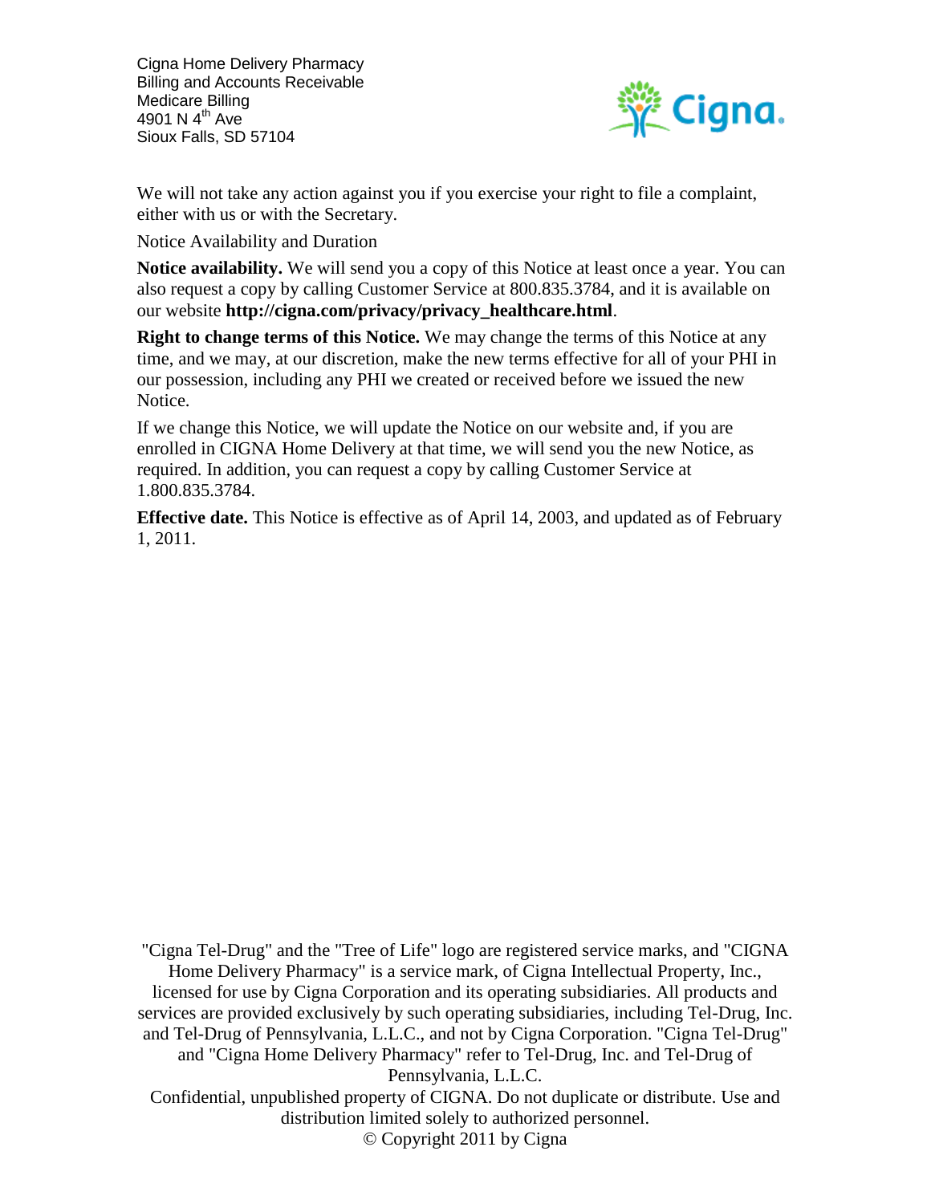Cigna Home Delivery Pharmacy
Billing and Accounts Receivable
Medicare Billing
4901 N 4th Ave
Sioux Falls, SD 57104

We will not take any action against you if you exercise your right to file a complaint, either with us or with the Secretary.

Notice Availability and Duration

**Notice availability.** We will send you a copy of this Notice at least once a year. You can also request a copy by calling Customer Service at 800.835.3784, and it is available on our website **http://cigna.com/privacy/privacy_healthcare.html**.

**Right to change terms of this Notice.** We may change the terms of this Notice at any time, and we may, at our discretion, make the new terms effective for all of your PHI in our possession, including any PHI we created or received before we issued the new Notice.

If we change this Notice, we will update the Notice on our website and, if you are enrolled in CIGNA Home Delivery at that time, we will send you the new Notice, as required. In addition, you can request a copy by calling Customer Service at 1.800.835.3784.

**Effective date.** This Notice is effective as of April 14, 2003, and updated as of February 1, 2011.

"Cigna Tel-Drug" and the "Tree of Life" logo are registered service marks, and "CIGNA Home Delivery Pharmacy" is a service mark, of Cigna Intellectual Property, Inc., licensed for use by Cigna Corporation and its operating subsidiaries. All products and services are provided exclusively by such operating subsidiaries, including Tel-Drug, Inc. and Tel-Drug of Pennsylvania, L.L.C., and not by Cigna Corporation. "Cigna Tel-Drug" and "Cigna Home Delivery Pharmacy" refer to Tel-Drug, Inc. and Tel-Drug of Pennsylvania, L.L.C.

Confidential, unpublished property of CIGNA. Do not duplicate or distribute. Use and distribution limited solely to authorized personnel.

© Copyright 2011 by Cigna